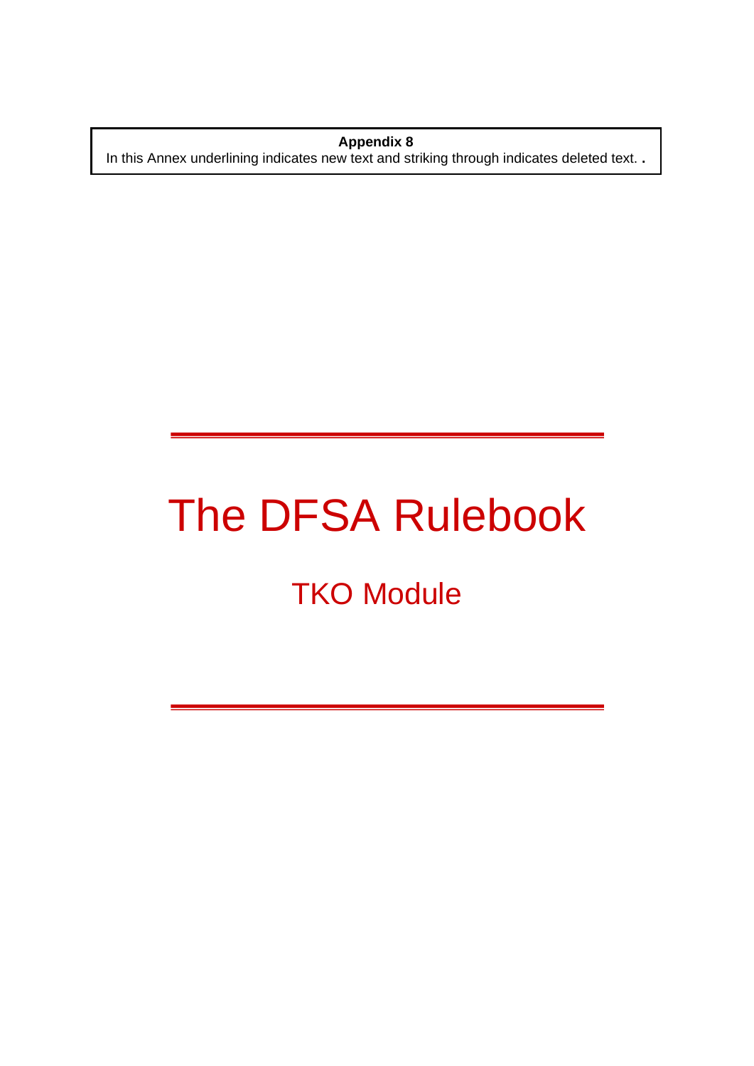**Appendix 8**

In this Annex underlining indicates new text and striking through indicates deleted text. .

# The DFSA Rulebook

## TKO Module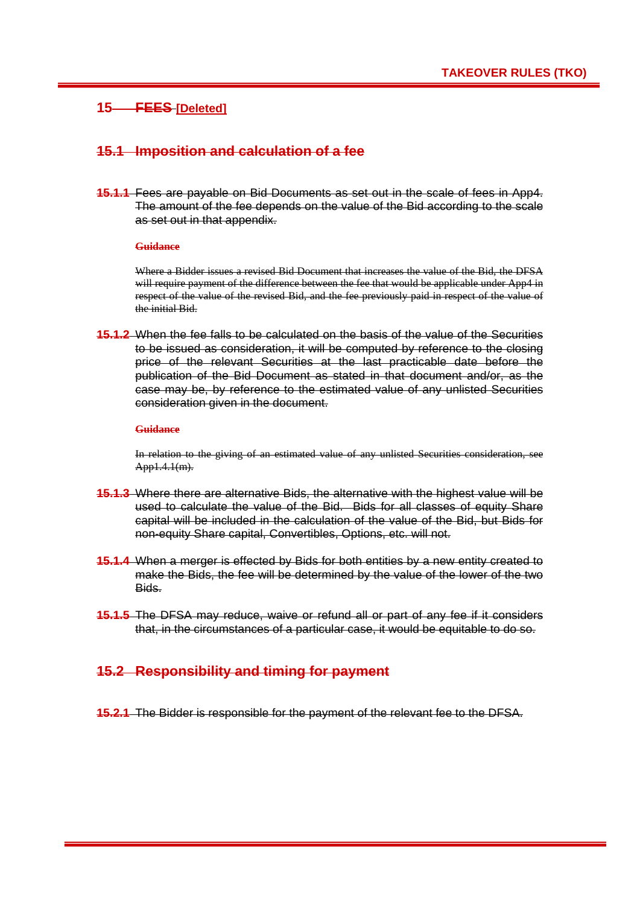## 15 ~~FEES~~ [Deleted]

### ~~15.1 Imposition and calculation of a fee~~

~~15.1.1 Fees are payable on Bid Documents as set out in the scale of fees in App4. The amount of the fee depends on the value of the Bid according to the scale as set out in that appendix.~~

~~**Guidance**~~

~~Where a Bidder issues a revised Bid Document that increases the value of the Bid, the DFSA will require payment of the difference between the fee that would be applicable under App4 in respect of the value of the revised Bid, and the fee previously paid in respect of the value of the initial Bid.~~

~~15.1.2 When the fee falls to be calculated on the basis of the value of the Securities to be issued as consideration, it will be computed by reference to the closing price of the relevant Securities at the last practicable date before the publication of the Bid Document as stated in that document and/or, as the case may be, by reference to the estimated value of any unlisted Securities consideration given in the document.~~

~~**Guidance**~~

~~In relation to the giving of an estimated value of any unlisted Securities consideration, see App1.4.1(m).~~

~~15.1.3 Where there are alternative Bids, the alternative with the highest value will be used to calculate the value of the Bid. Bids for all classes of equity Share capital will be included in the calculation of the value of the Bid, but Bids for non-equity Share capital, Convertibles, Options, etc. will not.~~

~~15.1.4 When a merger is effected by Bids for both entities by a new entity created to make the Bids, the fee will be determined by the value of the lower of the two Bids.~~

~~15.1.5 The DFSA may reduce, waive or refund all or part of any fee if it considers that, in the circumstances of a particular case, it would be equitable to do so.~~

### ~~15.2 Responsibility and timing for payment~~

~~15.2.1 The Bidder is responsible for the payment of the relevant fee to the DFSA.~~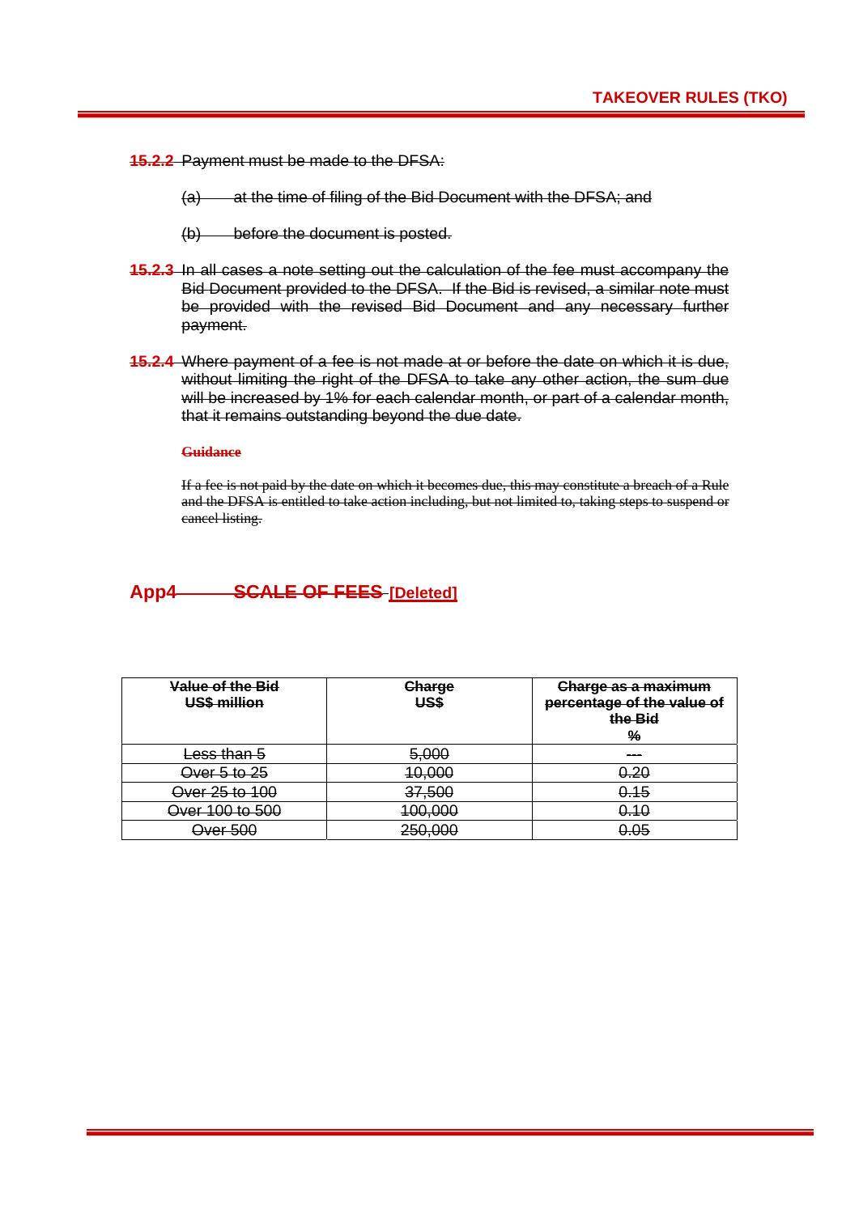**15.2.2** Payment must be made to the DFSA:

(a) at the time of filing of the Bid Document with the DFSA; and

(b) before the document is posted.

**15.2.3** In all cases a note setting out the calculation of the fee must accompany the Bid Document provided to the DFSA. If the Bid is revised, a similar note must be provided with the revised Bid Document and any necessary further payment.

**15.2.4** Where payment of a fee is not made at or before the date on which it is due, without limiting the right of the DFSA to take any other action, the sum due will be increased by 1% for each calendar month, or part of a calendar month, that it remains outstanding beyond the due date.

**Guidance**

If a fee is not paid by the date on which it becomes due, this may constitute a breach of a Rule and the DFSA is entitled to take action including, but not limited to, taking steps to suspend or cancel listing.

## App4 SCALE OF FEES [Deleted]

| Value of the Bid US$ million | Charge US$ | Charge as a maximum percentage of the value of the Bid % |
|---|---|---|
| Less than 5 | 5,000 | --- |
| Over 5 to 25 | 10,000 | 0.20 |
| Over 25 to 100 | 37,500 | 0.15 |
| Over 100 to 500 | 100,000 | 0.10 |
| Over 500 | 250,000 | 0.05 |